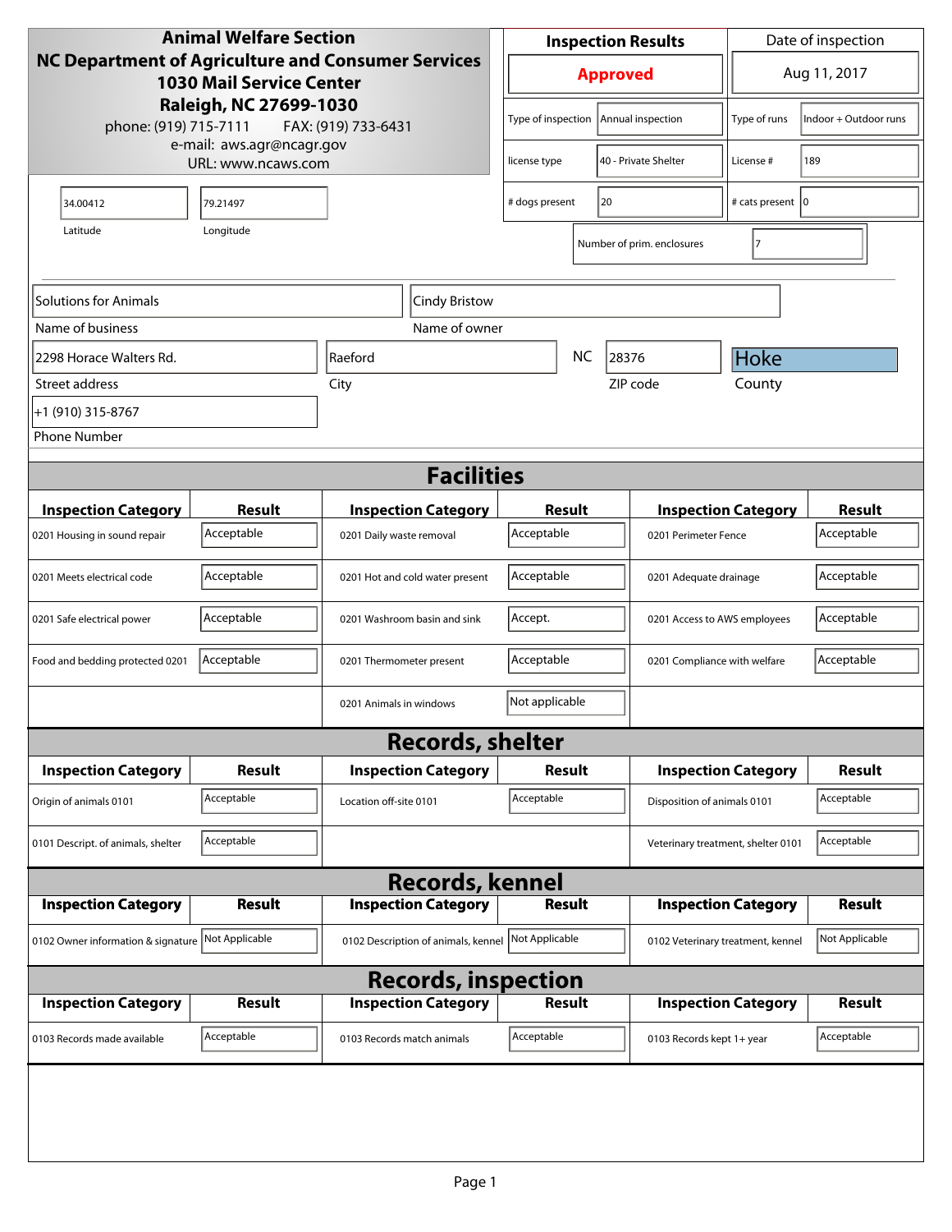**Animal Welfare Section**
**NC Department of Agriculture and Consumer Services**
**1030 Mail Service Center**
**Raleigh, NC 27699-1030**
phone: (919) 715-7111 FAX: (919) 733-6431
e-mail: aws.agr@ncagr.gov
URL: www.ncaws.com

| Inspection Results | Date of inspection |
|---|---|
| Approved | Aug 11, 2017 |

| Field | Value | Field | Value |
|---|---|---|---|
| Type of inspection | Annual inspection | Type of runs | Indoor + Outdoor runs |
| license type | 40 - Private Shelter | License # | 189 |
| # dogs present | 20 | # cats present | 0 |
| Number of prim. enclosures | 7 | | |

| Latitude | Longitude |
|---|---|
| 34.00412 | 79.21497 |

| Field | Value |
|---|---|
| Name of business | Solutions for Animals |
| Name of owner | Cindy Bristow |
| Street address | 2298 Horace Walters Rd. |
| City | Raeford |
| State | NC |
| ZIP code | 28376 |
| County | Hoke |
| Phone Number | +1 (910) 315-8767 |

## Facilities

| Inspection Category | Result | Inspection Category | Result | Inspection Category | Result |
|---|---|---|---|---|---|
| 0201 Housing in sound repair | Acceptable | 0201 Daily waste removal | Acceptable | 0201 Perimeter Fence | Acceptable |
| 0201 Meets electrical code | Acceptable | 0201 Hot and cold water present | Acceptable | 0201 Adequate drainage | Acceptable |
| 0201 Safe electrical power | Acceptable | 0201 Washroom basin and sink | Accept. | 0201 Access to AWS employees | Acceptable |
| Food and bedding protected 0201 | Acceptable | 0201 Thermometer present | Acceptable | 0201 Compliance with welfare | Acceptable |
| | | 0201 Animals in windows | Not applicable | | |

## Records, shelter

| Inspection Category | Result | Inspection Category | Result | Inspection Category | Result |
|---|---|---|---|---|---|
| Origin of animals 0101 | Acceptable | Location off-site 0101 | Acceptable | Disposition of animals 0101 | Acceptable |
| 0101 Descript. of animals, shelter | Acceptable | | | Veterinary treatment, shelter 0101 | Acceptable |

## Records, kennel

| Inspection Category | Result | Inspection Category | Result | Inspection Category | Result |
|---|---|---|---|---|---|
| 0102 Owner information & signature | Not Applicable | 0102 Description of animals, kennel | Not Applicable | 0102 Veterinary treatment, kennel | Not Applicable |

## Records, inspection

| Inspection Category | Result | Inspection Category | Result | Inspection Category | Result |
|---|---|---|---|---|---|
| 0103 Records made available | Acceptable | 0103 Records match animals | Acceptable | 0103 Records kept 1+ year | Acceptable |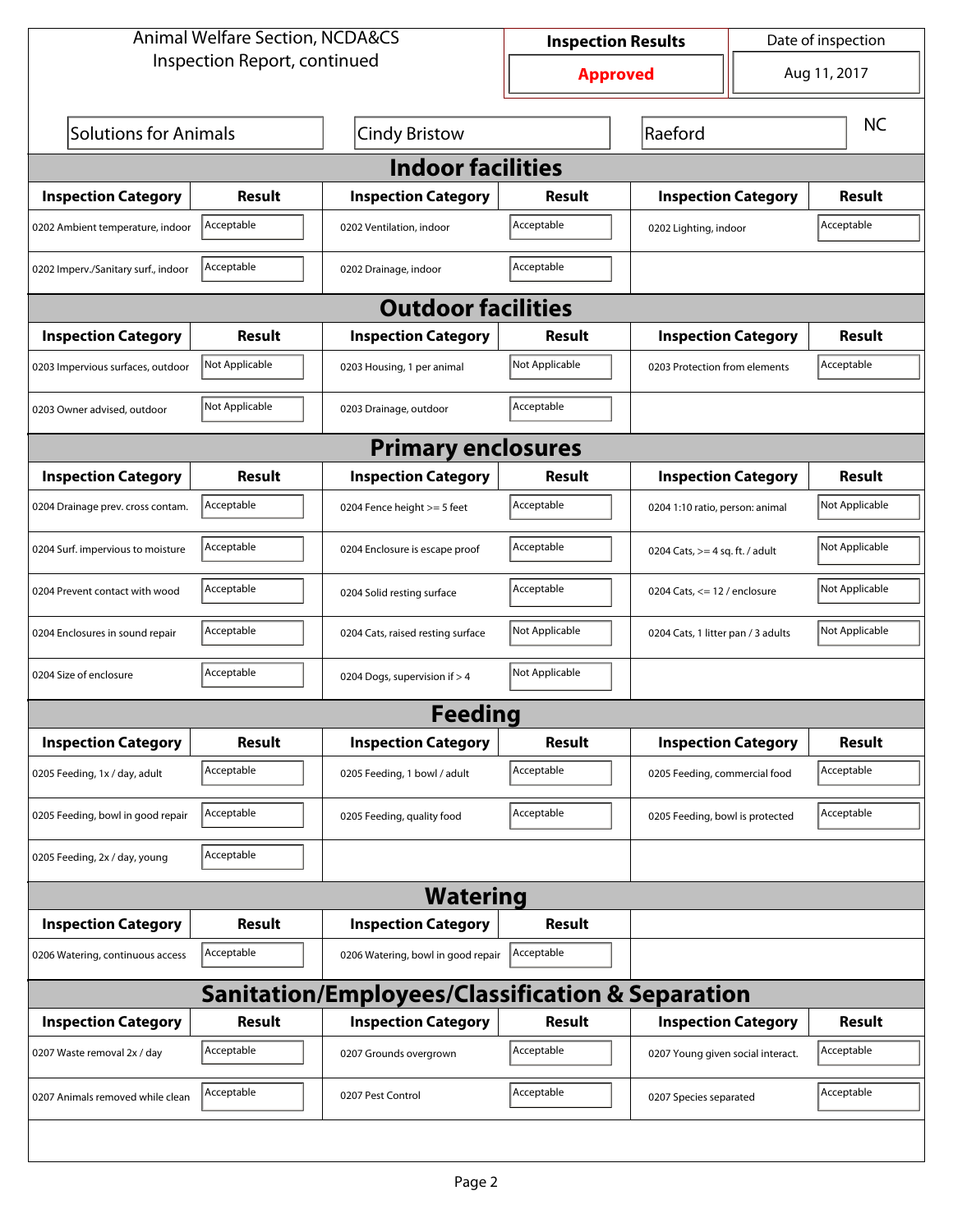Animal Welfare Section, NCDA&CS
Inspection Report, continued

| Inspection Results | Date of inspection |
|---|---|
| Approved | Aug 11, 2017 |

| Solutions for Animals | Cindy Bristow | Raeford | NC |
|---|---|---|---|

## Indoor facilities

| Inspection Category | Result | Inspection Category | Result | Inspection Category | Result |
|---|---|---|---|---|---|
| 0202 Ambient temperature, indoor | Acceptable | 0202 Ventilation, indoor | Acceptable | 0202 Lighting, indoor | Acceptable |
| 0202 Imperv./Sanitary surf., indoor | Acceptable | 0202 Drainage, indoor | Acceptable | | |

## Outdoor facilities

| Inspection Category | Result | Inspection Category | Result | Inspection Category | Result |
|---|---|---|---|---|---|
| 0203 Impervious surfaces, outdoor | Not Applicable | 0203 Housing, 1 per animal | Not Applicable | 0203 Protection from elements | Acceptable |
| 0203 Owner advised, outdoor | Not Applicable | 0203 Drainage, outdoor | Acceptable | | |

## Primary enclosures

| Inspection Category | Result | Inspection Category | Result | Inspection Category | Result |
|---|---|---|---|---|---|
| 0204 Drainage prev. cross contam. | Acceptable | 0204 Fence height >= 5 feet | Acceptable | 0204 1:10 ratio, person: animal | Not Applicable |
| 0204 Surf. impervious to moisture | Acceptable | 0204 Enclosure is escape proof | Acceptable | 0204 Cats, >= 4 sq. ft. / adult | Not Applicable |
| 0204 Prevent contact with wood | Acceptable | 0204 Solid resting surface | Acceptable | 0204 Cats, <= 12 / enclosure | Not Applicable |
| 0204 Enclosures in sound repair | Acceptable | 0204 Cats, raised resting surface | Not Applicable | 0204 Cats, 1 litter pan / 3 adults | Not Applicable |
| 0204 Size of enclosure | Acceptable | 0204 Dogs, supervision if > 4 | Not Applicable | | |

## Feeding

| Inspection Category | Result | Inspection Category | Result | Inspection Category | Result |
|---|---|---|---|---|---|
| 0205 Feeding, 1x / day, adult | Acceptable | 0205 Feeding, 1 bowl / adult | Acceptable | 0205 Feeding, commercial food | Acceptable |
| 0205 Feeding, bowl in good repair | Acceptable | 0205 Feeding, quality food | Acceptable | 0205 Feeding, bowl is protected | Acceptable |
| 0205 Feeding, 2x / day, young | Acceptable | | | | |

## Watering

| Inspection Category | Result | Inspection Category | Result |
|---|---|---|---|
| 0206 Watering, continuous access | Acceptable | 0206 Watering, bowl in good repair | Acceptable |

## Sanitation/Employees/Classification & Separation

| Inspection Category | Result | Inspection Category | Result | Inspection Category | Result |
|---|---|---|---|---|---|
| 0207 Waste removal 2x / day | Acceptable | 0207 Grounds overgrown | Acceptable | 0207 Young given social interact. | Acceptable |
| 0207 Animals removed while clean | Acceptable | 0207 Pest Control | Acceptable | 0207 Species separated | Acceptable |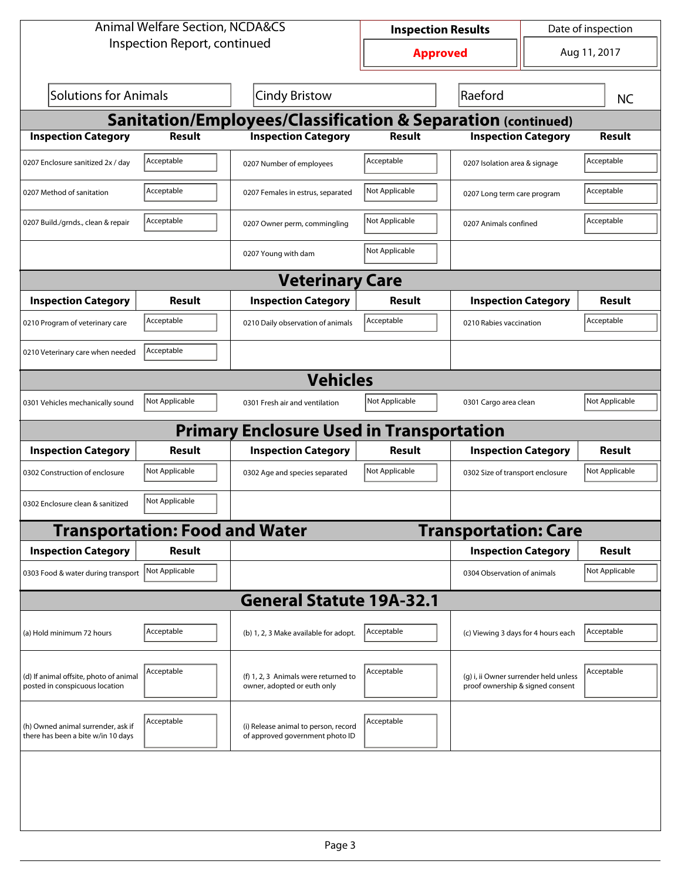Animal Welfare Section, NCDA&CS
Inspection Report, continued

| Inspection Results | Date of inspection |
|---|---|
| **Approved** | Aug 11, 2017 |

| Solutions for Animals | Cindy Bristow | Raeford | NC |
|---|---|---|---|

## Sanitation/Employees/Classification & Separation (continued)

| Inspection Category | Result | Inspection Category | Result | Inspection Category | Result |
|---|---|---|---|---|---|
| 0207 Enclosure sanitized 2x / day | Acceptable | 0207 Number of employees | Acceptable | 0207 Isolation area & signage | Acceptable |
| 0207 Method of sanitation | Acceptable | 0207 Females in estrus, separated | Not Applicable | 0207 Long term care program | Acceptable |
| 0207 Build./grnds., clean & repair | Acceptable | 0207 Owner perm, commingling | Not Applicable | 0207 Animals confined | Acceptable |
| | | 0207 Young with dam | Not Applicable | | |

## Veterinary Care

| Inspection Category | Result | Inspection Category | Result | Inspection Category | Result |
|---|---|---|---|---|---|
| 0210 Program of veterinary care | Acceptable | 0210 Daily observation of animals | Acceptable | 0210 Rabies vaccination | Acceptable |
| 0210 Veterinary care when needed | Acceptable | | | | |

## Vehicles

| Inspection Category | Result | Inspection Category | Result | Inspection Category | Result |
|---|---|---|---|---|---|
| 0301 Vehicles mechanically sound | Not Applicable | 0301 Fresh air and ventilation | Not Applicable | 0301 Cargo area clean | Not Applicable |

## Primary Enclosure Used in Transportation

| Inspection Category | Result | Inspection Category | Result | Inspection Category | Result |
|---|---|---|---|---|---|
| 0302 Construction of enclosure | Not Applicable | 0302 Age and species separated | Not Applicable | 0302 Size of transport enclosure | Not Applicable |
| 0302 Enclosure clean & sanitized | Not Applicable | | | | |

## Transportation: Food and Water

| Inspection Category | Result |
|---|---|
| 0303 Food & water during transport | Not Applicable |

## Transportation: Care

| Inspection Category | Result |
|---|---|
| 0304 Observation of animals | Not Applicable |

## General Statute 19A-32.1

| Inspection Category | Result | Inspection Category | Result | Inspection Category | Result |
|---|---|---|---|---|---|
| (a) Hold minimum 72 hours | Acceptable | (b) 1, 2, 3 Make available for adopt. | Acceptable | (c) Viewing 3 days for 4 hours each | Acceptable |
| (d) If animal offsite, photo of animal posted in conspicuous location | Acceptable | (f) 1, 2, 3 Animals were returned to owner, adopted or euth only | Acceptable | (g) i, ii Owner surrender held unless proof ownership & signed consent | Acceptable |
| (h) Owned animal surrender, ask if there has been a bite w/in 10 days | Acceptable | (i) Release animal to person, record of approved government photo ID | Acceptable | | |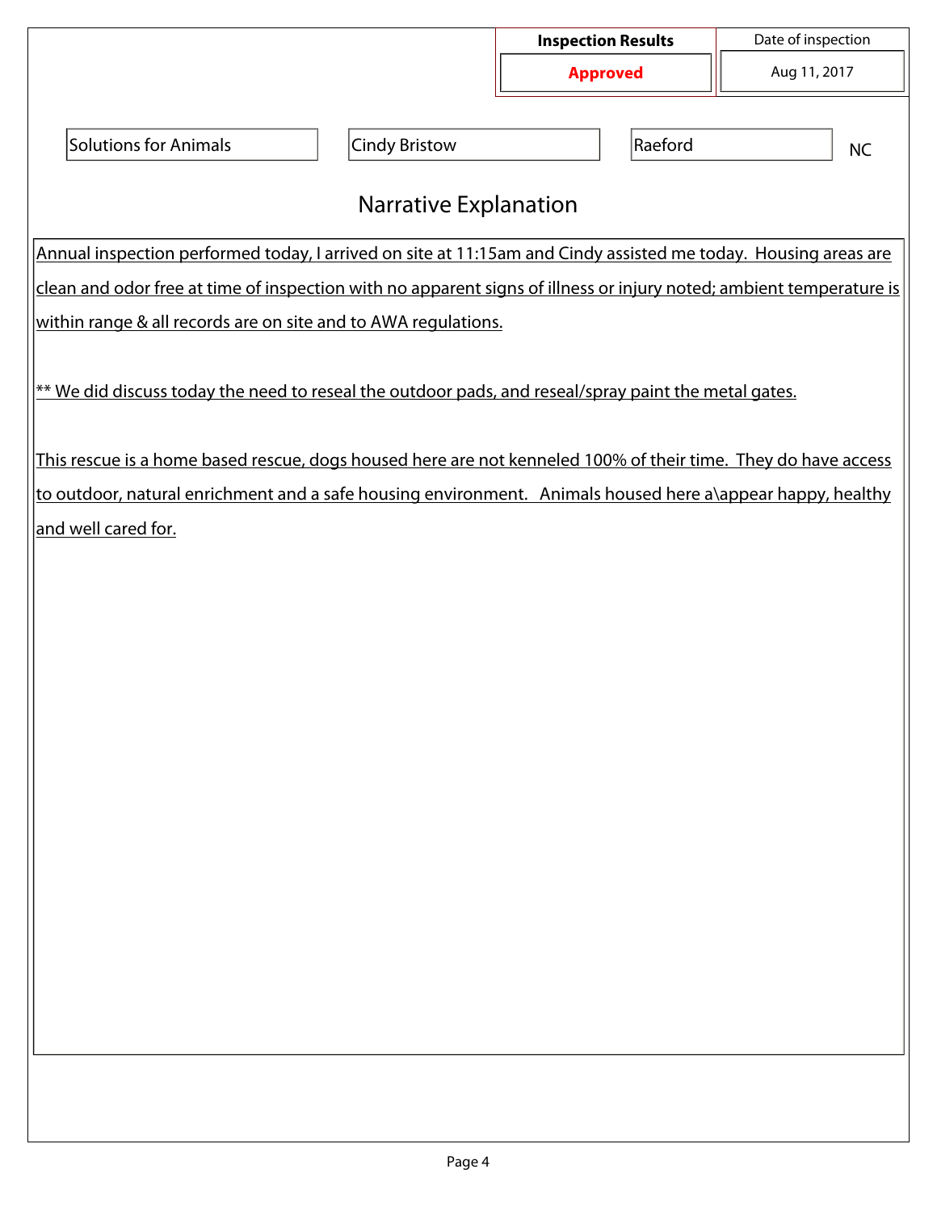| Inspection Results | Date of inspection |
|---|---|
| **Approved** | Aug 11, 2017 |

| Solutions for Animals | Cindy Bristow | Raeford | NC |
|---|---|---|---|

## Narrative Explanation

Annual inspection performed today, I arrived on site at 11:15am and Cindy assisted me today. Housing areas are clean and odor free at time of inspection with no apparent signs of illness or injury noted; ambient temperature is within range & all records are on site and to AWA regulations.

** We did discuss today the need to reseal the outdoor pads, and reseal/spray paint the metal gates.

This rescue is a home based rescue, dogs housed here are not kenneled 100% of their time. They do have access to outdoor, natural enrichment and a safe housing environment. Animals housed here a\appear happy, healthy and well cared for.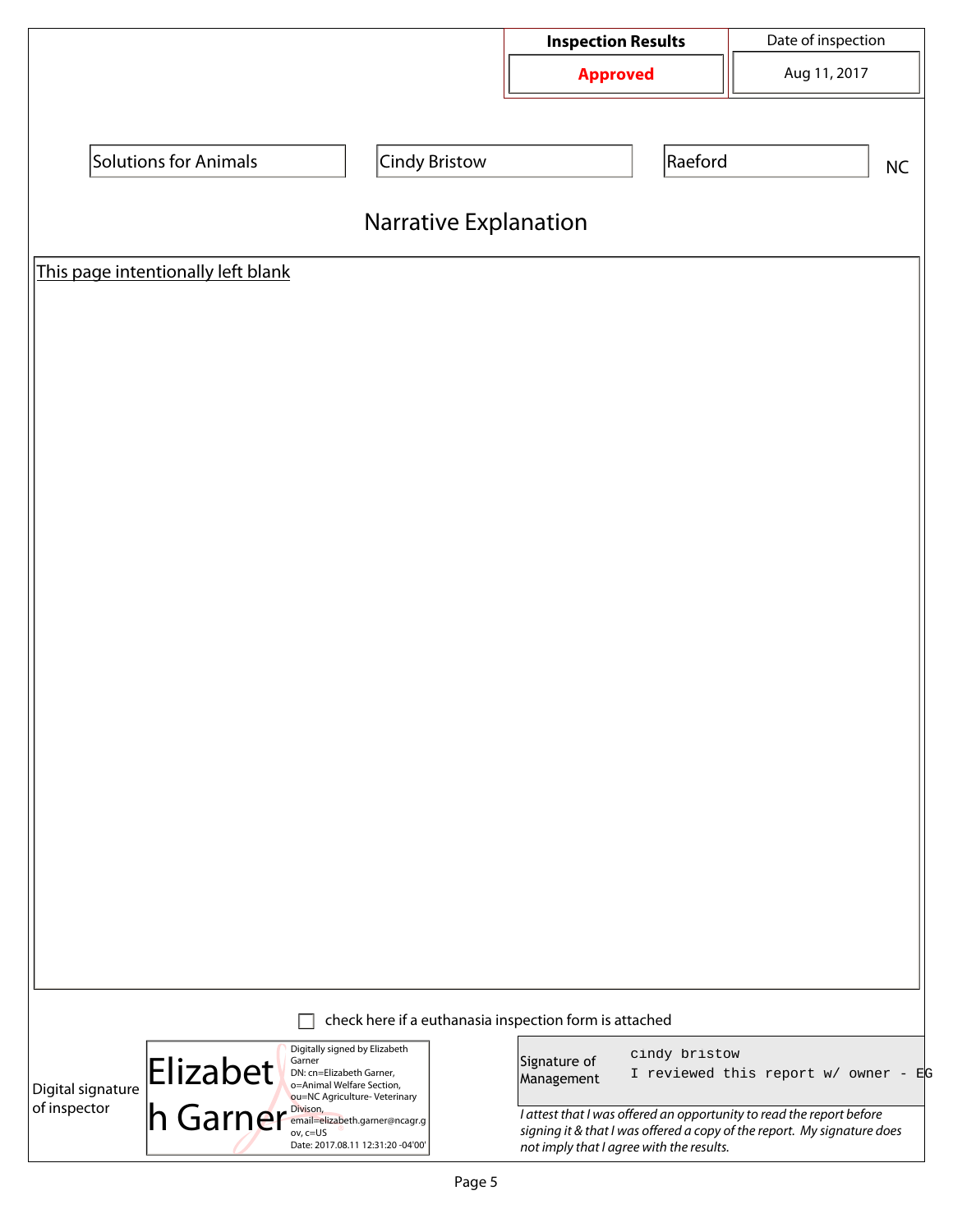| Inspection Results | Date of inspection |
|---|---|
| **Approved** | Aug 11, 2017 |

| | | | |
|---|---|---|---|
| Solutions for Animals | Cindy Bristow | Raeford | NC |

## Narrative Explanation

This page intentionally left blank

☐ check here if a euthanasia inspection form is attached

Digital signature of inspector: Elizabeth Garner

Digitally signed by Elizabeth Garner
DN: cn=Elizabeth Garner, o=Animal Welfare Section, ou=NC Agriculture- Veterinary Divison, email=elizabeth.garner@ncagr.gov, c=US
Date: 2017.08.11 12:31:20 -04'00'

Signature of Management: cindy bristow
I reviewed this report w/ owner - EG

*I attest that I was offered an opportunity to read the report before signing it & that I was offered a copy of the report. My signature does not imply that I agree with the results.*